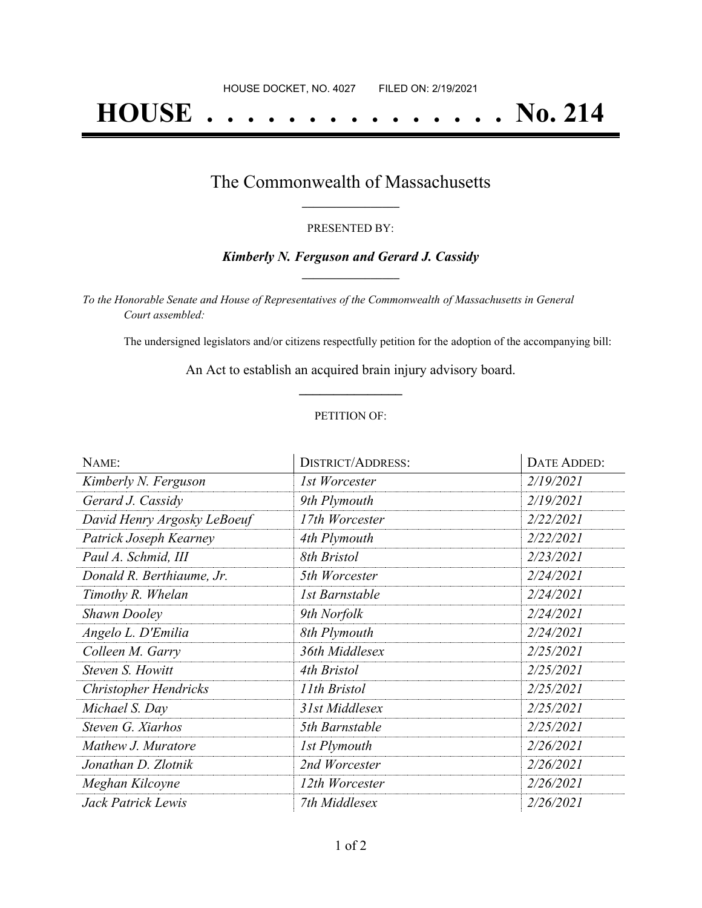HOUSE DOCKET, NO. 4027        FILED ON: 2/19/2021

# HOUSE . . . . . . . . . . . . . . . . No. 214

## The Commonwealth of Massachusetts

PRESENTED BY:

***Kimberly N. Ferguson and Gerard J. Cassidy***

*To the Honorable Senate and House of Representatives of the Commonwealth of Massachusetts in General Court assembled:*

The undersigned legislators and/or citizens respectfully petition for the adoption of the accompanying bill:

An Act to establish an acquired brain injury advisory board.

PETITION OF:

| NAME: | DISTRICT/ADDRESS: | DATE ADDED: |
|---|---|---|
| *Kimberly N. Ferguson* | *1st Worcester* | *2/19/2021* |
| *Gerard J. Cassidy* | *9th Plymouth* | *2/19/2021* |
| *David Henry Argosky LeBoeuf* | *17th Worcester* | *2/22/2021* |
| *Patrick Joseph Kearney* | *4th Plymouth* | *2/22/2021* |
| *Paul A. Schmid, III* | *8th Bristol* | *2/23/2021* |
| *Donald R. Berthiaume, Jr.* | *5th Worcester* | *2/24/2021* |
| *Timothy R. Whelan* | *1st Barnstable* | *2/24/2021* |
| *Shawn Dooley* | *9th Norfolk* | *2/24/2021* |
| *Angelo L. D'Emilia* | *8th Plymouth* | *2/24/2021* |
| *Colleen M. Garry* | *36th Middlesex* | *2/25/2021* |
| *Steven S. Howitt* | *4th Bristol* | *2/25/2021* |
| *Christopher Hendricks* | *11th Bristol* | *2/25/2021* |
| *Michael S. Day* | *31st Middlesex* | *2/25/2021* |
| *Steven G. Xiarhos* | *5th Barnstable* | *2/25/2021* |
| *Mathew J. Muratore* | *1st Plymouth* | *2/26/2021* |
| *Jonathan D. Zlotnik* | *2nd Worcester* | *2/26/2021* |
| *Meghan Kilcoyne* | *12th Worcester* | *2/26/2021* |
| *Jack Patrick Lewis* | *7th Middlesex* | *2/26/2021* |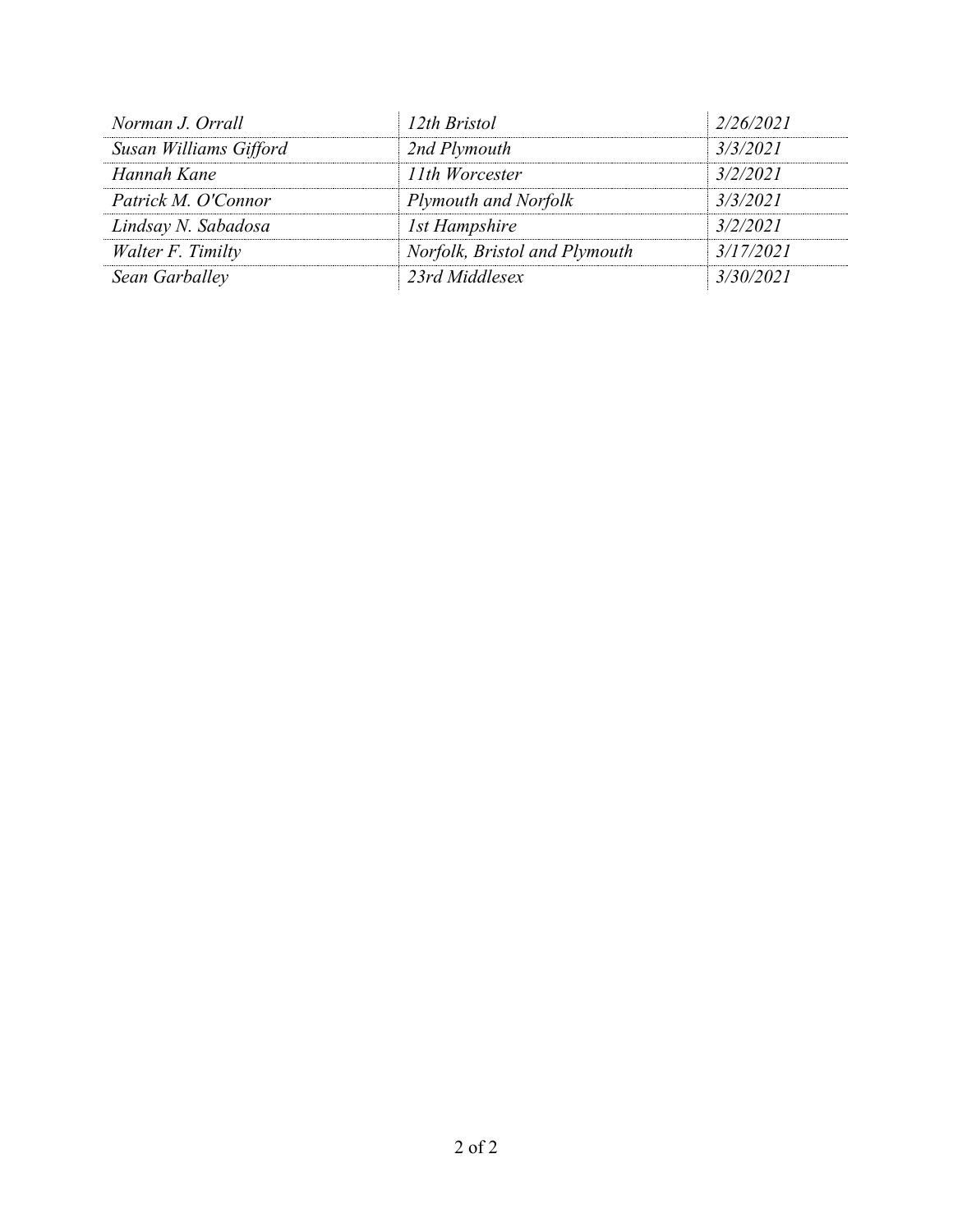| | | |
|---|---|---|
| *Norman J. Orrall* | *12th Bristol* | *2/26/2021* |
| *Susan Williams Gifford* | *2nd Plymouth* | *3/3/2021* |
| *Hannah Kane* | *11th Worcester* | *3/2/2021* |
| *Patrick M. O'Connor* | *Plymouth and Norfolk* | *3/3/2021* |
| *Lindsay N. Sabadosa* | *1st Hampshire* | *3/2/2021* |
| *Walter F. Timilty* | *Norfolk, Bristol and Plymouth* | *3/17/2021* |
| *Sean Garballey* | *23rd Middlesex* | *3/30/2021* |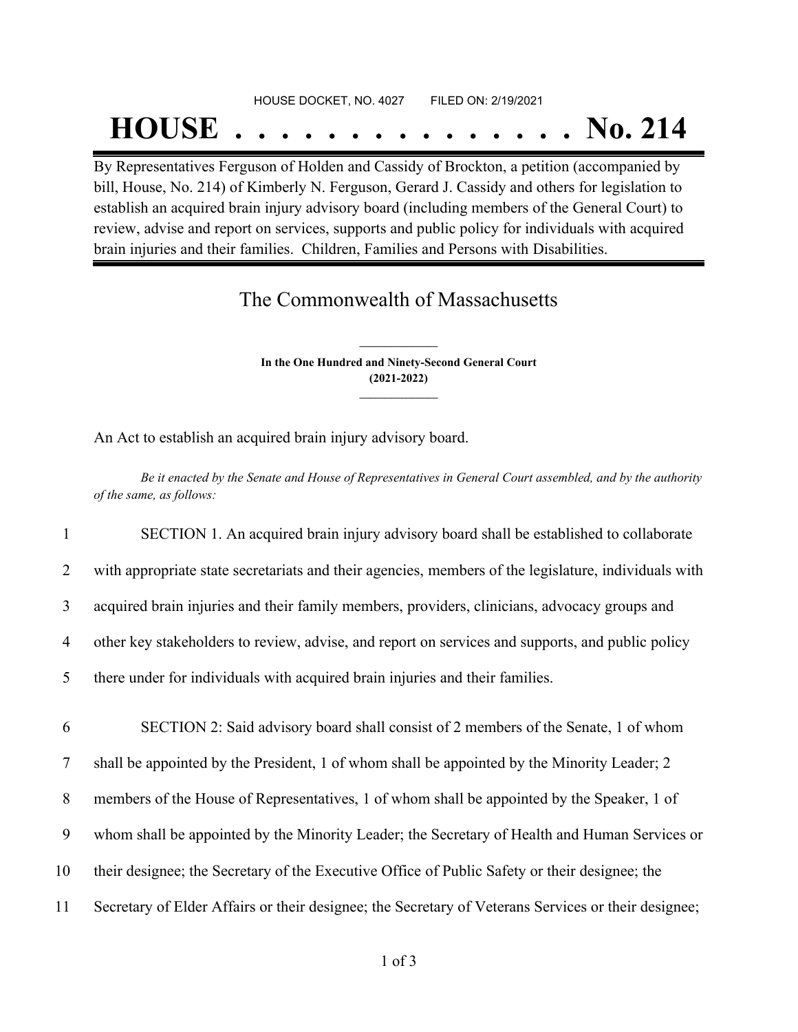HOUSE DOCKET, NO. 4027 FILED ON: 2/19/2021

# HOUSE . . . . . . . . . . . . . . . No. 214

By Representatives Ferguson of Holden and Cassidy of Brockton, a petition (accompanied by bill, House, No. 214) of Kimberly N. Ferguson, Gerard J. Cassidy and others for legislation to establish an acquired brain injury advisory board (including members of the General Court) to review, advise and report on services, supports and public policy for individuals with acquired brain injuries and their families. Children, Families and Persons with Disabilities.

## The Commonwealth of Massachusetts

**In the One Hundred and Ninety-Second General Court (2021-2022)**

An Act to establish an acquired brain injury advisory board.

*Be it enacted by the Senate and House of Representatives in General Court assembled, and by the authority of the same, as follows:*

1 SECTION 1. An acquired brain injury advisory board shall be established to collaborate
2 with appropriate state secretariats and their agencies, members of the legislature, individuals with
3 acquired brain injuries and their family members, providers, clinicians, advocacy groups and
4 other key stakeholders to review, advise, and report on services and supports, and public policy
5 there under for individuals with acquired brain injuries and their families.

6 SECTION 2: Said advisory board shall consist of 2 members of the Senate, 1 of whom
7 shall be appointed by the President, 1 of whom shall be appointed by the Minority Leader; 2
8 members of the House of Representatives, 1 of whom shall be appointed by the Speaker, 1 of
9 whom shall be appointed by the Minority Leader; the Secretary of Health and Human Services or
10 their designee; the Secretary of the Executive Office of Public Safety or their designee; the
11 Secretary of Elder Affairs or their designee; the Secretary of Veterans Services or their designee;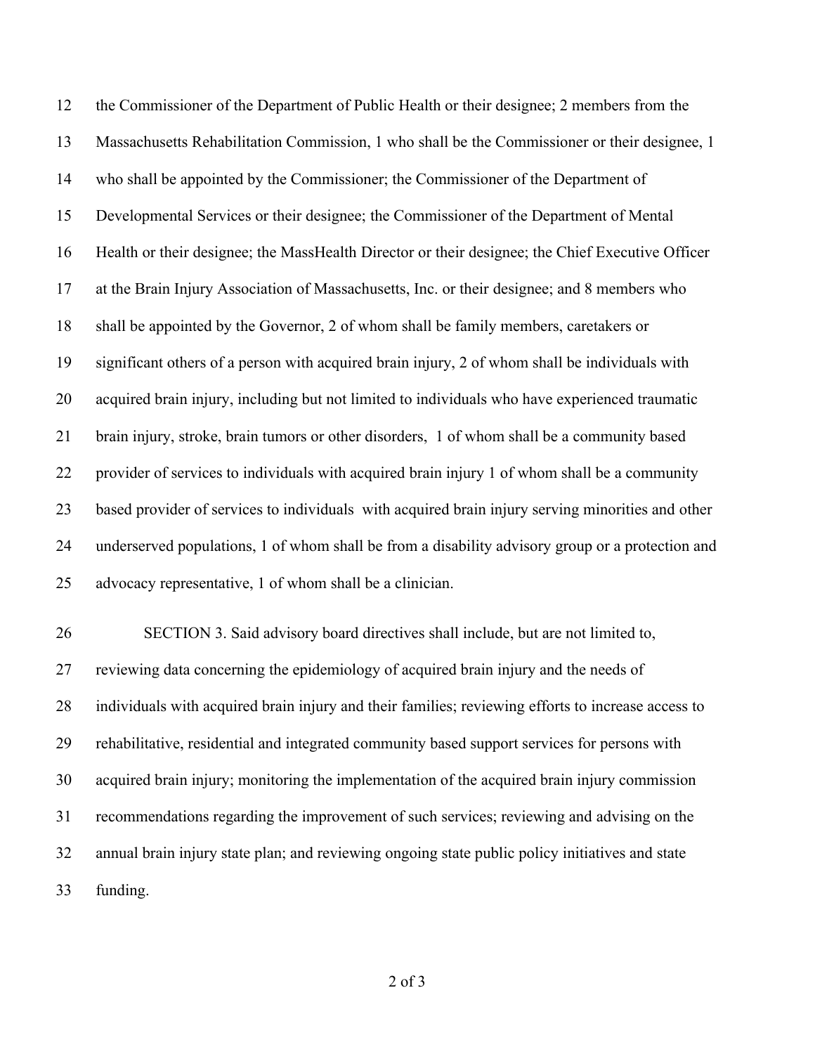the Commissioner of the Department of Public Health or their designee; 2 members from the Massachusetts Rehabilitation Commission, 1 who shall be the Commissioner or their designee, 1 who shall be appointed by the Commissioner; the Commissioner of the Department of Developmental Services or their designee; the Commissioner of the Department of Mental Health or their designee; the MassHealth Director or their designee; the Chief Executive Officer at the Brain Injury Association of Massachusetts, Inc. or their designee; and 8 members who shall be appointed by the Governor, 2 of whom shall be family members, caretakers or significant others of a person with acquired brain injury, 2 of whom shall be individuals with acquired brain injury, including but not limited to individuals who have experienced traumatic brain injury, stroke, brain tumors or other disorders, 1 of whom shall be a community based provider of services to individuals with acquired brain injury 1 of whom shall be a community based provider of services to individuals with acquired brain injury serving minorities and other underserved populations, 1 of whom shall be from a disability advisory group or a protection and advocacy representative, 1 of whom shall be a clinician.

SECTION 3. Said advisory board directives shall include, but are not limited to, reviewing data concerning the epidemiology of acquired brain injury and the needs of individuals with acquired brain injury and their families; reviewing efforts to increase access to rehabilitative, residential and integrated community based support services for persons with acquired brain injury; monitoring the implementation of the acquired brain injury commission recommendations regarding the improvement of such services; reviewing and advising on the annual brain injury state plan; and reviewing ongoing state public policy initiatives and state funding.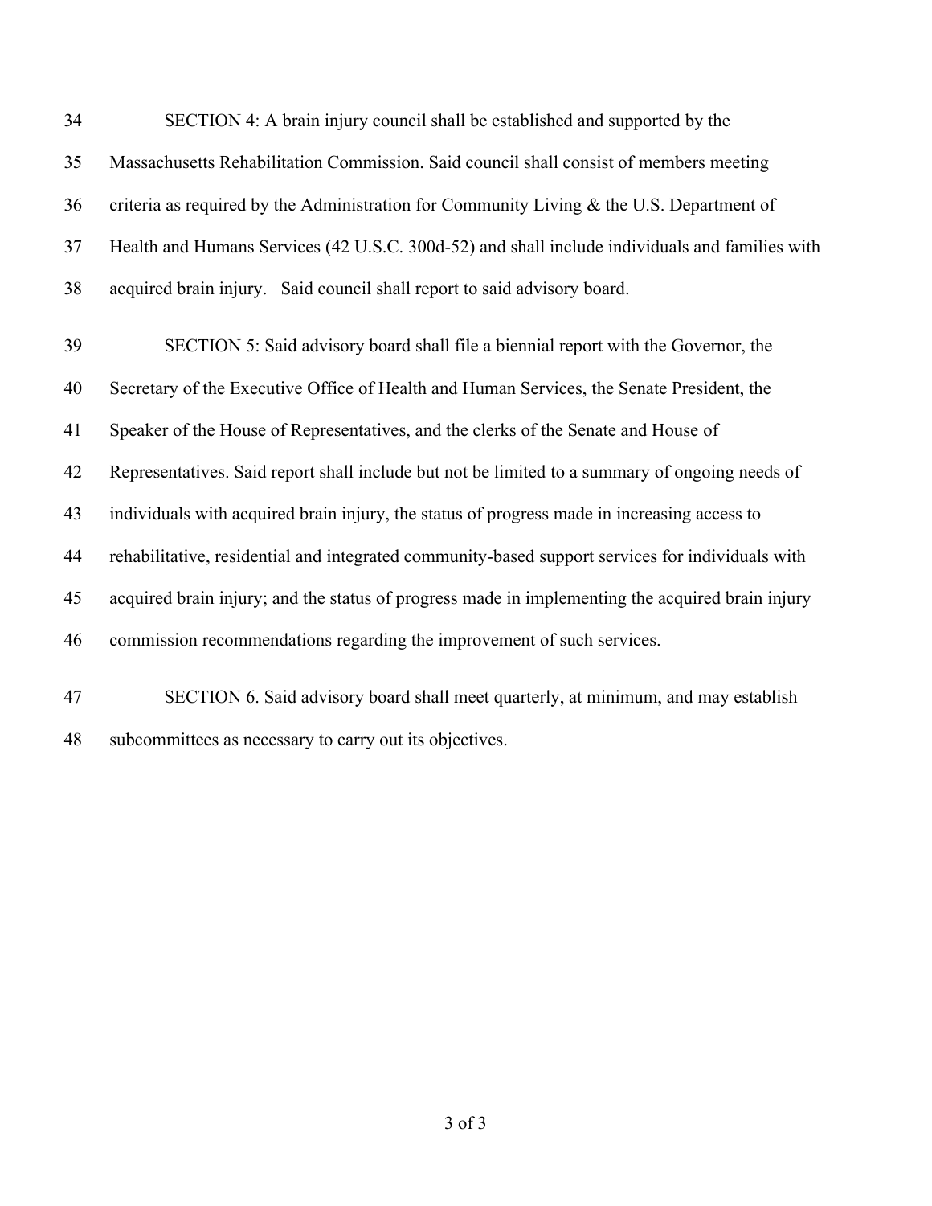SECTION 4: A brain injury council shall be established and supported by the Massachusetts Rehabilitation Commission. Said council shall consist of members meeting criteria as required by the Administration for Community Living & the U.S. Department of Health and Humans Services (42 U.S.C. 300d-52) and shall include individuals and families with acquired brain injury. Said council shall report to said advisory board.

SECTION 5: Said advisory board shall file a biennial report with the Governor, the Secretary of the Executive Office of Health and Human Services, the Senate President, the Speaker of the House of Representatives, and the clerks of the Senate and House of Representatives. Said report shall include but not be limited to a summary of ongoing needs of individuals with acquired brain injury, the status of progress made in increasing access to rehabilitative, residential and integrated community-based support services for individuals with acquired brain injury; and the status of progress made in implementing the acquired brain injury commission recommendations regarding the improvement of such services.

SECTION 6. Said advisory board shall meet quarterly, at minimum, and may establish subcommittees as necessary to carry out its objectives.